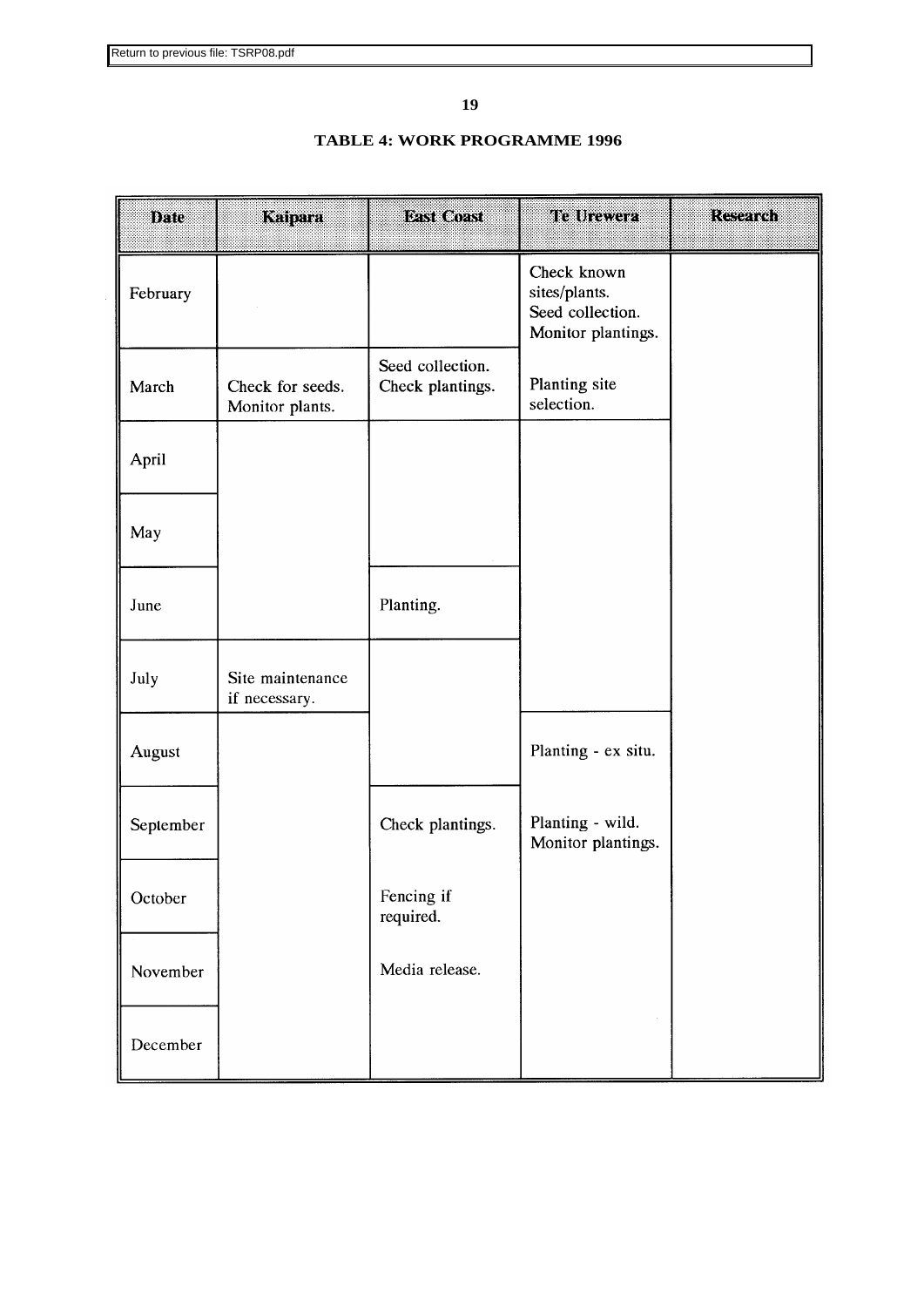Return to previous file: TSRP08.pdf

## TABLE 4: WORK PROGRAMME 1996

| Date | Kaipara | East Coast | Te Urewera | Research |
|---|---|---|---|---|
| February | | | Check known sites/plants. Seed collection. Monitor plantings. | |
| March | Check for seeds. Monitor plants. | Seed collection. Check plantings. | Planting site selection. | |
| April | | | | |
| May | | | | |
| June | | Planting. | | |
| July | Site maintenance if necessary. | | | |
| August | | | Planting - ex situ. | |
| September | | Check plantings. | Planting - wild. Monitor plantings. | |
| October | | Fencing if required. | | |
| November | | Media release. | | |
| December | | | | |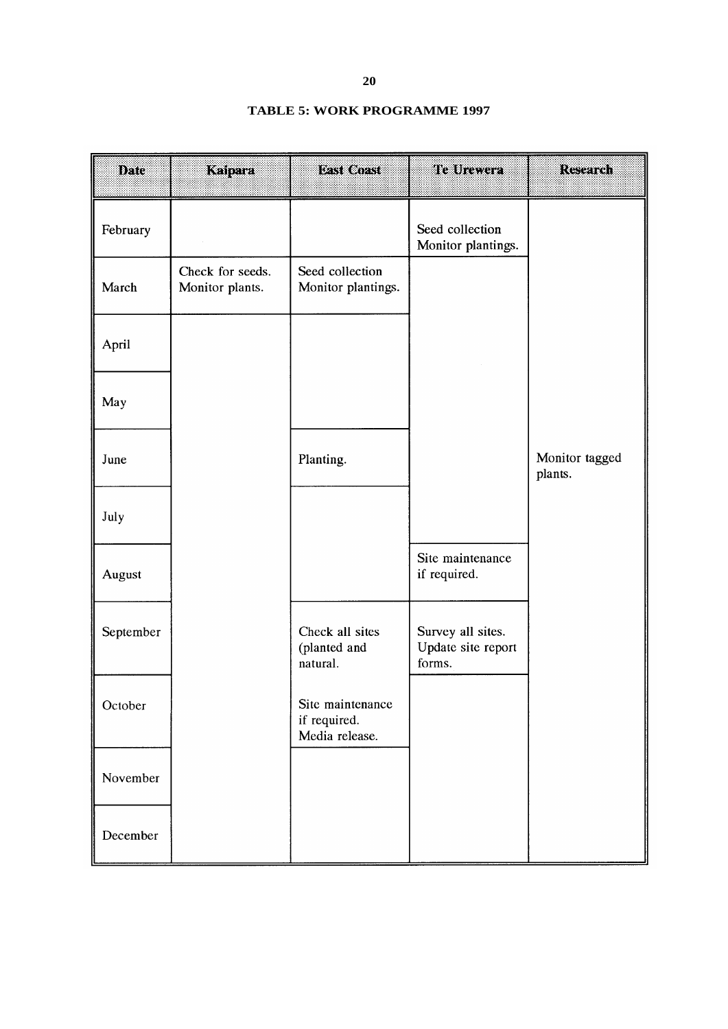**TABLE 5: WORK PROGRAMME 1997**

| Date | Kaipara | East Coast | Te Urewera | Research |
|---|---|---|---|---|
| February | | | Seed collection Monitor plantings. | Monitor tagged plants. |
| March | Check for seeds. Monitor plants. | Seed collection Monitor plantings. | | |
| April | | | | |
| May | | | | |
| June | | Planting. | | |
| July | | | | |
| August | | | Site maintenance if required. | |
| September | | Check all sites (planted and natural. | Survey all sites. Update site report forms. | |
| October | | Site maintenance if required. Media release. | | |
| November | | | | |
| December | | | | |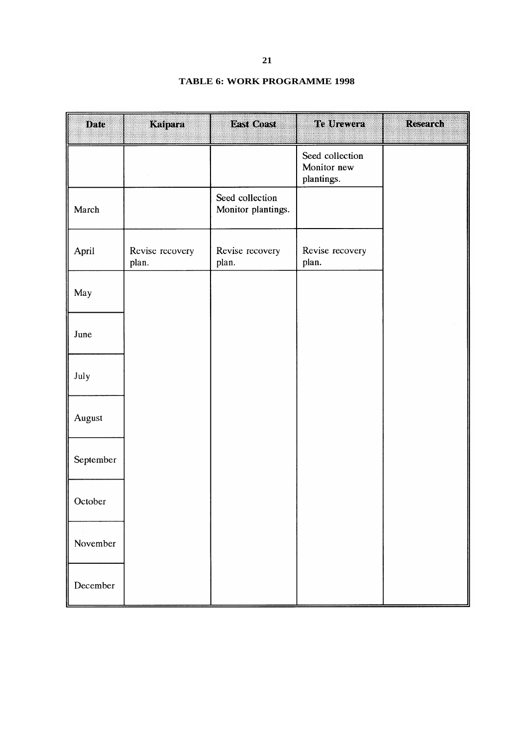**TABLE 6: WORK PROGRAMME 1998**

| Date | Kaipara | East Coast | Te Urewera | Research |
|---|---|---|---|---|
| | | | Seed collection Monitor new plantings. | |
| March | | Seed collection Monitor plantings. | | |
| April | Revise recovery plan. | Revise recovery plan. | Revise recovery plan. | |
| May | | | | |
| June | | | | |
| July | | | | |
| August | | | | |
| September | | | | |
| October | | | | |
| November | | | | |
| December | | | | |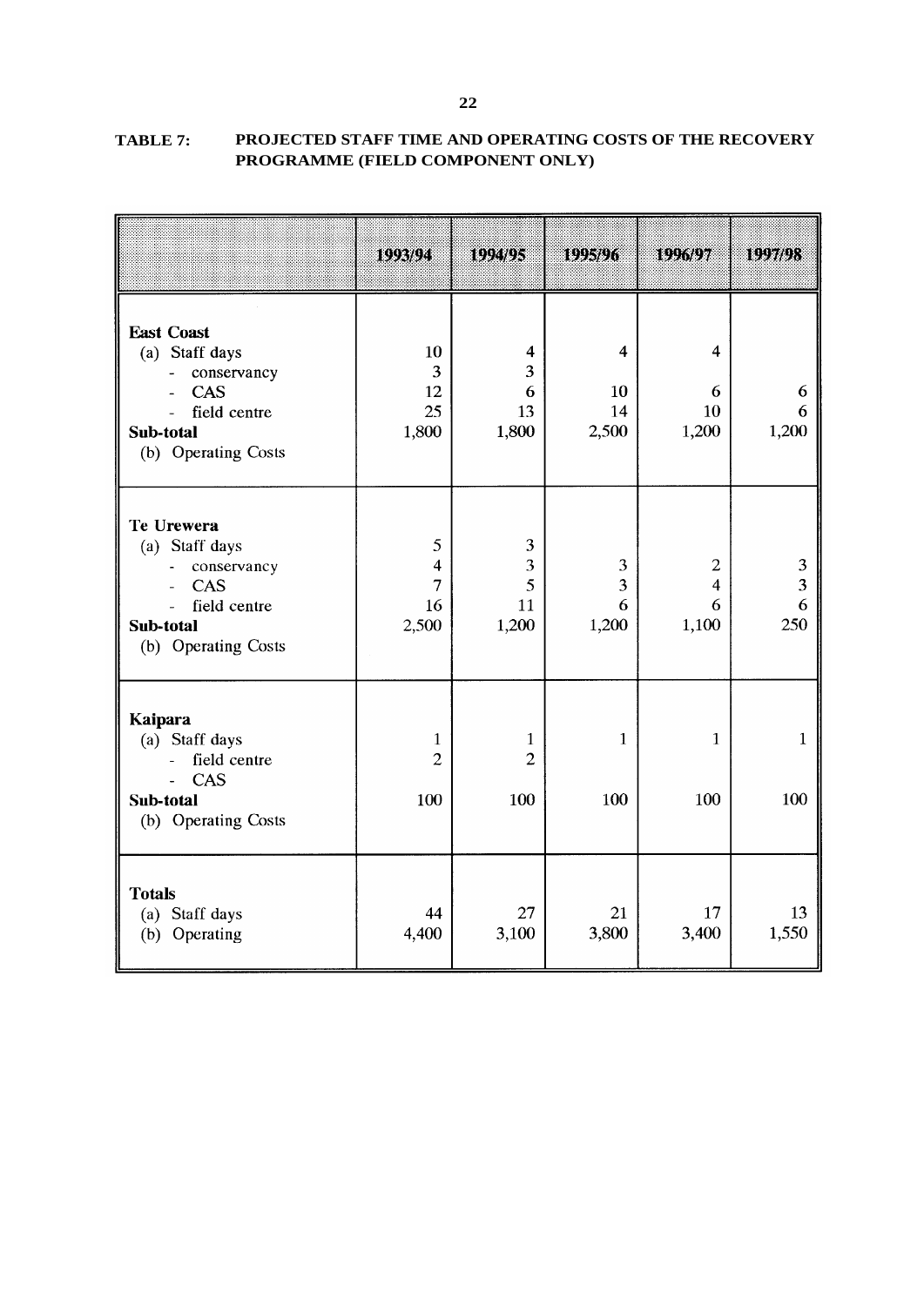**TABLE 7: PROJECTED STAFF TIME AND OPERATING COSTS OF THE RECOVERY PROGRAMME (FIELD COMPONENT ONLY)**

| | 1993/94 | 1994/95 | 1995/96 | 1996/97 | 1997/98 |
|---|---|---|---|---|---|
| **East Coast** | | | | | |
| (a) Staff days | 10 | 4 | 4 | 4 | |
| - conservancy | 3 | 3 | | | |
| - CAS | 12 | 6 | 10 | 6 | 6 |
| - field centre | 25 | 13 | 14 | 10 | 6 |
| **Sub-total** | 1,800 | 1,800 | 2,500 | 1,200 | 1,200 |
| (b) Operating Costs | | | | | |
| **Te Urewera** | | | | | |
| (a) Staff days | 5 | 3 | | | |
| - conservancy | 4 | 3 | 3 | 2 | 3 |
| - CAS | 7 | 5 | 3 | 4 | 3 |
| - field centre | 16 | 11 | 6 | 6 | 6 |
| **Sub-total** | 2,500 | 1,200 | 1,200 | 1,100 | 250 |
| (b) Operating Costs | | | | | |
| **Kaipara** | | | | | |
| (a) Staff days | 1 | 1 | 1 | 1 | 1 |
| - field centre | 2 | 2 | | | |
| - CAS | | | | | |
| **Sub-total** | 100 | 100 | 100 | 100 | 100 |
| (b) Operating Costs | | | | | |
| **Totals** | | | | | |
| (a) Staff days | 44 | 27 | 21 | 17 | 13 |
| (b) Operating | 4,400 | 3,100 | 3,800 | 3,400 | 1,550 |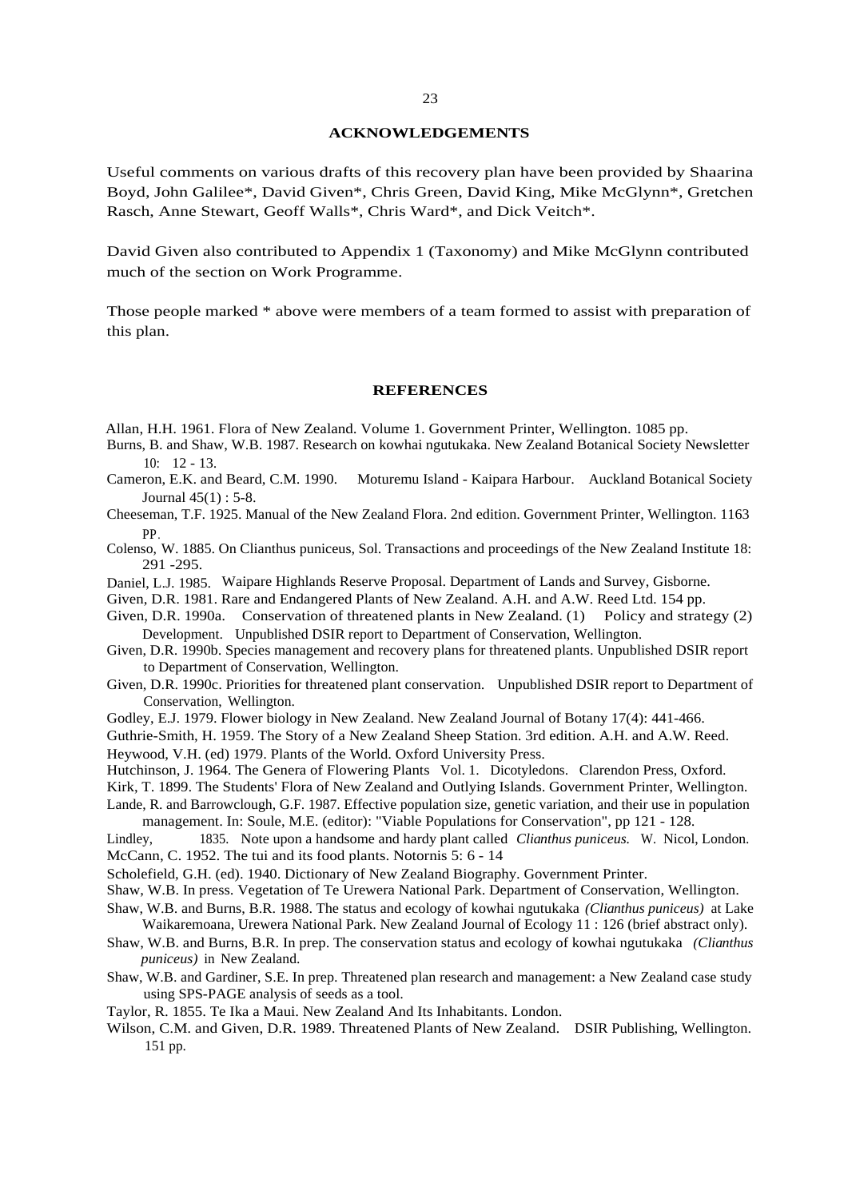## ACKNOWLEDGEMENTS

Useful comments on various drafts of this recovery plan have been provided by Shaarina Boyd, John Galilee*, David Given*, Chris Green, David King, Mike McGlynn*, Gretchen Rasch, Anne Stewart, Geoff Walls*, Chris Ward*, and Dick Veitch*.

David Given also contributed to Appendix 1 (Taxonomy) and Mike McGlynn contributed much of the section on Work Programme.

Those people marked * above were members of a team formed to assist with preparation of this plan.

## REFERENCES

Allan, H.H. 1961. Flora of New Zealand. Volume 1. Government Printer, Wellington. 1085 pp.

Burns, B. and Shaw, W.B. 1987. Research on kowhai ngutukaka. New Zealand Botanical Society Newsletter 10: 12 - 13.

Cameron, E.K. and Beard, C.M. 1990. Moturemu Island - Kaipara Harbour. Auckland Botanical Society Journal 45(1) : 5-8.

Cheeseman, T.F. 1925. Manual of the New Zealand Flora. 2nd edition. Government Printer, Wellington. 1163 pp.

Colenso, W. 1885. On Clianthus puniceus, Sol. Transactions and proceedings of the New Zealand Institute 18: 291 -295.

Daniel, L.J. 1985. Waipare Highlands Reserve Proposal. Department of Lands and Survey, Gisborne.

Given, D.R. 1981. Rare and Endangered Plants of New Zealand. A.H. and A.W. Reed Ltd. 154 pp.

Given, D.R. 1990a. Conservation of threatened plants in New Zealand. (1) Policy and strategy (2) Development. Unpublished DSIR report to Department of Conservation, Wellington.

Given, D.R. 1990b. Species management and recovery plans for threatened plants. Unpublished DSIR report to Department of Conservation, Wellington.

Given, D.R. 1990c. Priorities for threatened plant conservation. Unpublished DSIR report to Department of Conservation, Wellington.

Godley, E.J. 1979. Flower biology in New Zealand. New Zealand Journal of Botany 17(4): 441-466.

Guthrie-Smith, H. 1959. The Story of a New Zealand Sheep Station. 3rd edition. A.H. and A.W. Reed.

Heywood, V.H. (ed) 1979. Plants of the World. Oxford University Press.

Hutchinson, J. 1964. The Genera of Flowering Plants Vol. 1. Dicotyledons. Clarendon Press, Oxford.

Kirk, T. 1899. The Students' Flora of New Zealand and Outlying Islands. Government Printer, Wellington.

Lande, R. and Barrowclough, G.F. 1987. Effective population size, genetic variation, and their use in population management. In: Soule, M.E. (editor): "Viable Populations for Conservation", pp 121 - 128.

Lindley, 1835. Note upon a handsome and hardy plant called *Clianthus puniceus.* W. Nicol, London.

McCann, C. 1952. The tui and its food plants. Notornis 5: 6 - 14

Scholefield, G.H. (ed). 1940. Dictionary of New Zealand Biography. Government Printer.

Shaw, W.B. In press. Vegetation of Te Urewera National Park. Department of Conservation, Wellington.

Shaw, W.B. and Burns, B.R. 1988. The status and ecology of kowhai ngutukaka *(Clianthus puniceus)* at Lake Waikaremoana, Urewera National Park. New Zealand Journal of Ecology 11 : 126 (brief abstract only).

Shaw, W.B. and Burns, B.R. In prep. The conservation status and ecology of kowhai ngutukaka *(Clianthus puniceus)* in New Zealand.

Shaw, W.B. and Gardiner, S.E. In prep. Threatened plan research and management: a New Zealand case study using SPS-PAGE analysis of seeds as a tool.

Taylor, R. 1855. Te Ika a Maui. New Zealand And Its Inhabitants. London.

Wilson, C.M. and Given, D.R. 1989. Threatened Plants of New Zealand. DSIR Publishing, Wellington. 151 pp.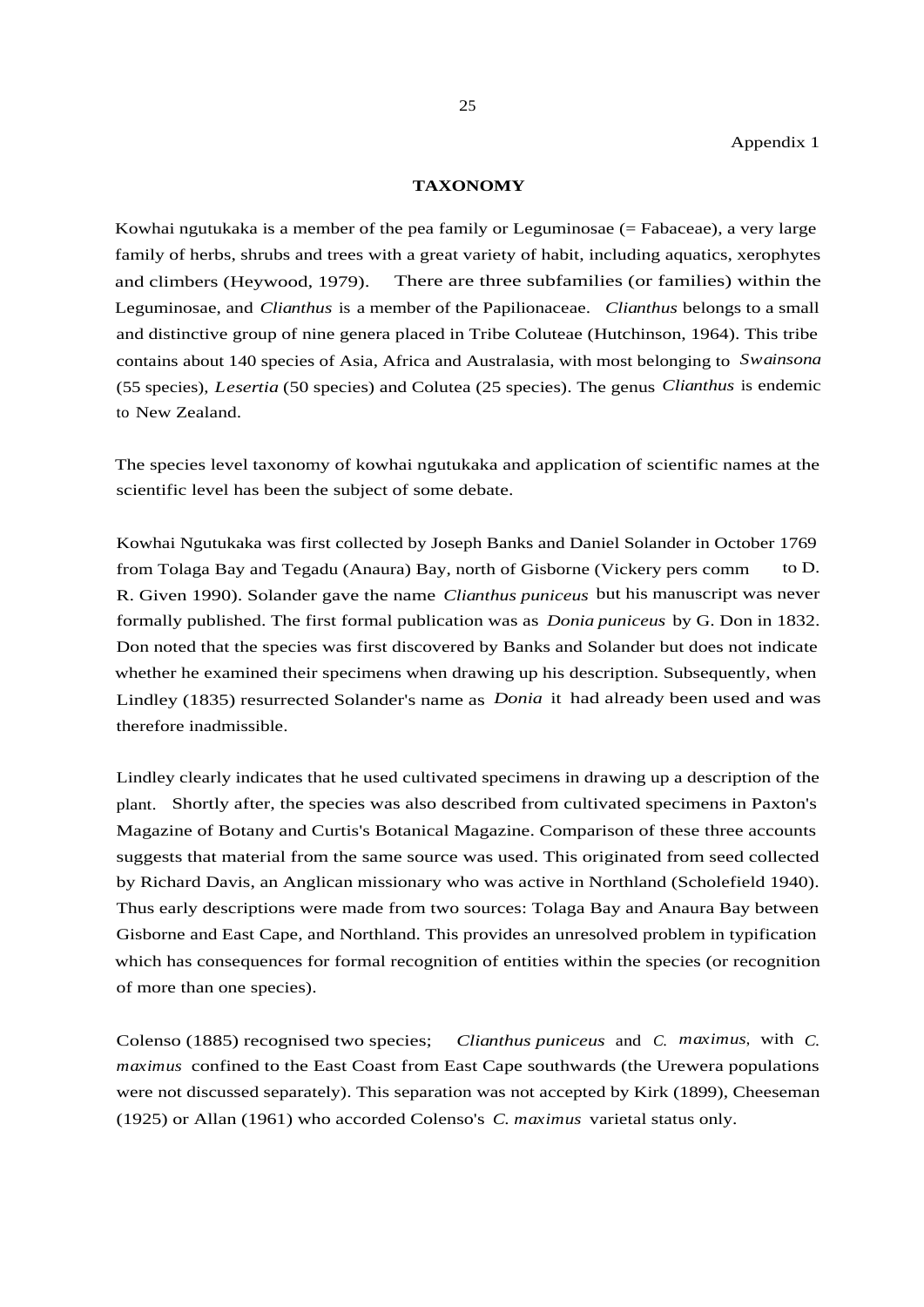Appendix 1

## TAXONOMY

Kowhai ngutukaka is a member of the pea family or Leguminosae (= Fabaceae), a very large family of herbs, shrubs and trees with a great variety of habit, including aquatics, xerophytes and climbers (Heywood, 1979). There are three subfamilies (or families) within the Leguminosae, and *Clianthus* is a member of the Papilionaceae. *Clianthus* belongs to a small and distinctive group of nine genera placed in Tribe Coluteae (Hutchinson, 1964). This tribe contains about 140 species of Asia, Africa and Australasia, with most belonging to *Swainsona* (55 species), *Lesertia* (50 species) and Colutea (25 species). The genus *Clianthus* is endemic to New Zealand.

The species level taxonomy of kowhai ngutukaka and application of scientific names at the scientific level has been the subject of some debate.

Kowhai Ngutukaka was first collected by Joseph Banks and Daniel Solander in October 1769 from Tolaga Bay and Tegadu (Anaura) Bay, north of Gisborne (Vickery pers comm to D. R. Given 1990). Solander gave the name *Clianthus puniceus* but his manuscript was never formally published. The first formal publication was as *Donia puniceus* by G. Don in 1832. Don noted that the species was first discovered by Banks and Solander but does not indicate whether he examined their specimens when drawing up his description. Subsequently, when Lindley (1835) resurrected Solander's name as *Donia* it had already been used and was therefore inadmissible.

Lindley clearly indicates that he used cultivated specimens in drawing up a description of the plant. Shortly after, the species was also described from cultivated specimens in Paxton's Magazine of Botany and Curtis's Botanical Magazine. Comparison of these three accounts suggests that material from the same source was used. This originated from seed collected by Richard Davis, an Anglican missionary who was active in Northland (Scholefield 1940). Thus early descriptions were made from two sources: Tolaga Bay and Anaura Bay between Gisborne and East Cape, and Northland. This provides an unresolved problem in typification which has consequences for formal recognition of entities within the species (or recognition of more than one species).

Colenso (1885) recognised two species; *Clianthus puniceus* and *C. maximus,* with *C. maximus* confined to the East Coast from East Cape southwards (the Urewera populations were not discussed separately). This separation was not accepted by Kirk (1899), Cheeseman (1925) or Allan (1961) who accorded Colenso's *C. maximus* varietal status only.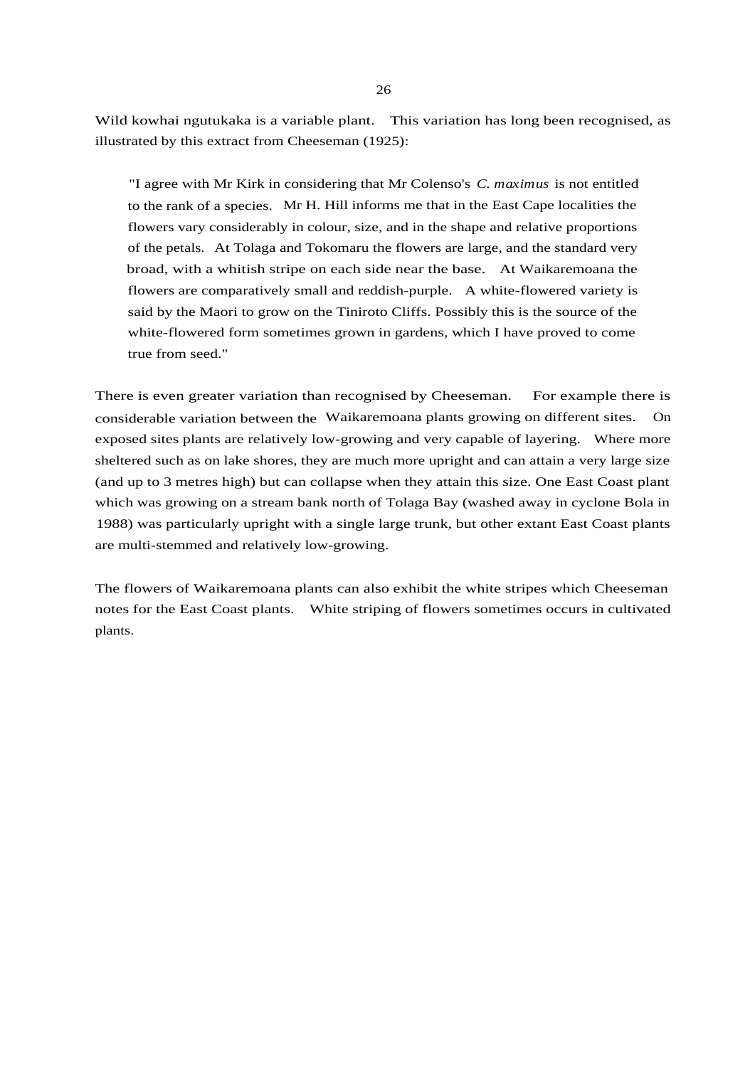Wild kowhai ngutukaka is a variable plant. This variation has long been recognised, as illustrated by this extract from Cheeseman (1925):

> "I agree with Mr Kirk in considering that Mr Colenso's *C. maximus* is not entitled to the rank of a species. Mr H. Hill informs me that in the East Cape localities the flowers vary considerably in colour, size, and in the shape and relative proportions of the petals. At Tolaga and Tokomaru the flowers are large, and the standard very broad, with a whitish stripe on each side near the base. At Waikaremoana the flowers are comparatively small and reddish-purple. A white-flowered variety is said by the Maori to grow on the Tiniroto Cliffs. Possibly this is the source of the white-flowered form sometimes grown in gardens, which I have proved to come true from seed."

There is even greater variation than recognised by Cheeseman. For example there is considerable variation between the Waikaremoana plants growing on different sites. On exposed sites plants are relatively low-growing and very capable of layering. Where more sheltered such as on lake shores, they are much more upright and can attain a very large size (and up to 3 metres high) but can collapse when they attain this size. One East Coast plant which was growing on a stream bank north of Tolaga Bay (washed away in cyclone Bola in 1988) was particularly upright with a single large trunk, but other extant East Coast plants are multi-stemmed and relatively low-growing.

The flowers of Waikaremoana plants can also exhibit the white stripes which Cheeseman notes for the East Coast plants. White striping of flowers sometimes occurs in cultivated plants.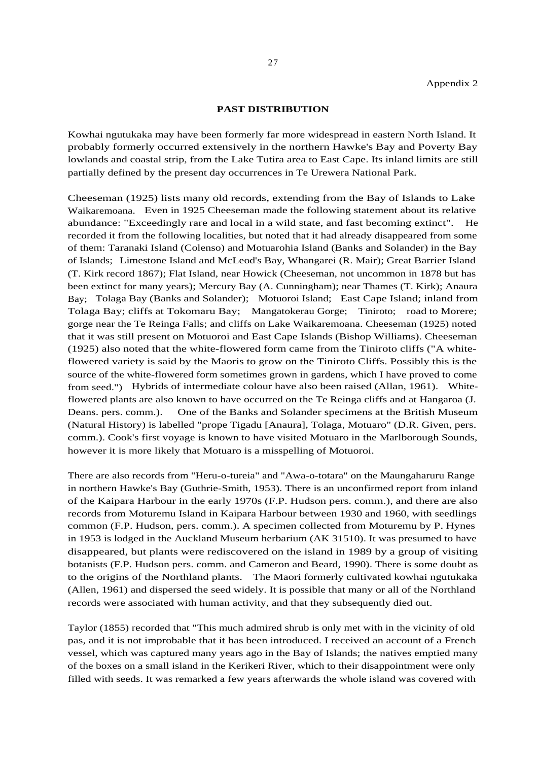Appendix 2

## PAST DISTRIBUTION

Kowhai ngutukaka may have been formerly far more widespread in eastern North Island. It probably formerly occurred extensively in the northern Hawke's Bay and Poverty Bay lowlands and coastal strip, from the Lake Tutira area to East Cape. Its inland limits are still partially defined by the present day occurrences in Te Urewera National Park.

Cheeseman (1925) lists many old records, extending from the Bay of Islands to Lake Waikaremoana. Even in 1925 Cheeseman made the following statement about its relative abundance: "Exceedingly rare and local in a wild state, and fast becoming extinct". He recorded it from the following localities, but noted that it had already disappeared from some of them: Taranaki Island (Colenso) and Motuarohia Island (Banks and Solander) in the Bay of Islands; Limestone Island and McLeod's Bay, Whangarei (R. Mair); Great Barrier Island (T. Kirk record 1867); Flat Island, near Howick (Cheeseman, not uncommon in 1878 but has been extinct for many years); Mercury Bay (A. Cunningham); near Thames (T. Kirk); Anaura Bay; Tolaga Bay (Banks and Solander); Motuoroi Island; East Cape Island; inland from Tolaga Bay; cliffs at Tokomaru Bay; Mangatokerau Gorge; Tiniroto; road to Morere; gorge near the Te Reinga Falls; and cliffs on Lake Waikaremoana. Cheeseman (1925) noted that it was still present on Motuoroi and East Cape Islands (Bishop Williams). Cheeseman (1925) also noted that the white-flowered form came from the Tiniroto cliffs ("A white-flowered variety is said by the Maoris to grow on the Tiniroto Cliffs. Possibly this is the source of the white-flowered form sometimes grown in gardens, which I have proved to come from seed.") Hybrids of intermediate colour have also been raised (Allan, 1961). White-flowered plants are also known to have occurred on the Te Reinga cliffs and at Hangaroa (J. Deans. pers. comm.). One of the Banks and Solander specimens at the British Museum (Natural History) is labelled "prope Tigadu [Anaura], Tolaga, Motuaro" (D.R. Given, pers. comm.). Cook's first voyage is known to have visited Motuaro in the Marlborough Sounds, however it is more likely that Motuaro is a misspelling of Motuoroi.

There are also records from "Heru-o-tureia" and "Awa-o-totara" on the Maungaharuru Range in northern Hawke's Bay (Guthrie-Smith, 1953). There is an unconfirmed report from inland of the Kaipara Harbour in the early 1970s (F.P. Hudson pers. comm.), and there are also records from Moturemu Island in Kaipara Harbour between 1930 and 1960, with seedlings common (F.P. Hudson, pers. comm.). A specimen collected from Moturemu by P. Hynes in 1953 is lodged in the Auckland Museum herbarium (AK 31510). It was presumed to have disappeared, but plants were rediscovered on the island in 1989 by a group of visiting botanists (F.P. Hudson pers. comm. and Cameron and Beard, 1990). There is some doubt as to the origins of the Northland plants. The Maori formerly cultivated kowhai ngutukaka (Allen, 1961) and dispersed the seed widely. It is possible that many or all of the Northland records were associated with human activity, and that they subsequently died out.

Taylor (1855) recorded that "This much admired shrub is only met with in the vicinity of old pas, and it is not improbable that it has been introduced. I received an account of a French vessel, which was captured many years ago in the Bay of Islands; the natives emptied many of the boxes on a small island in the Kerikeri River, which to their disappointment were only filled with seeds. It was remarked a few years afterwards the whole island was covered with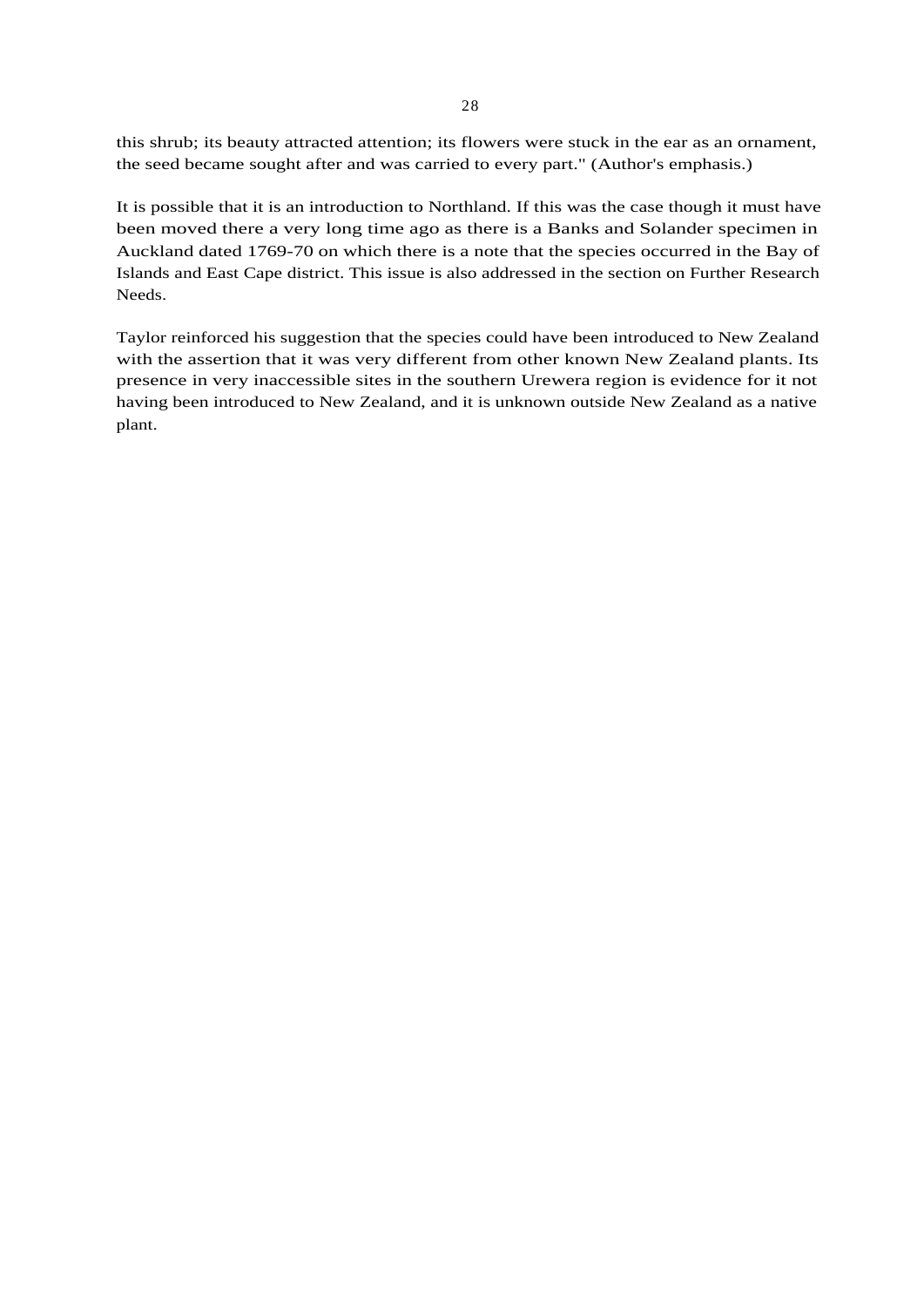this shrub; its beauty attracted attention; its flowers were stuck in the ear as an ornament, the seed became sought after and was carried to every part." (Author's emphasis.)

It is possible that it is an introduction to Northland. If this was the case though it must have been moved there a very long time ago as there is a Banks and Solander specimen in Auckland dated 1769-70 on which there is a note that the species occurred in the Bay of Islands and East Cape district. This issue is also addressed in the section on Further Research Needs.

Taylor reinforced his suggestion that the species could have been introduced to New Zealand with the assertion that it was very different from other known New Zealand plants. Its presence in very inaccessible sites in the southern Urewera region is evidence for it not having been introduced to New Zealand, and it is unknown outside New Zealand as a native plant.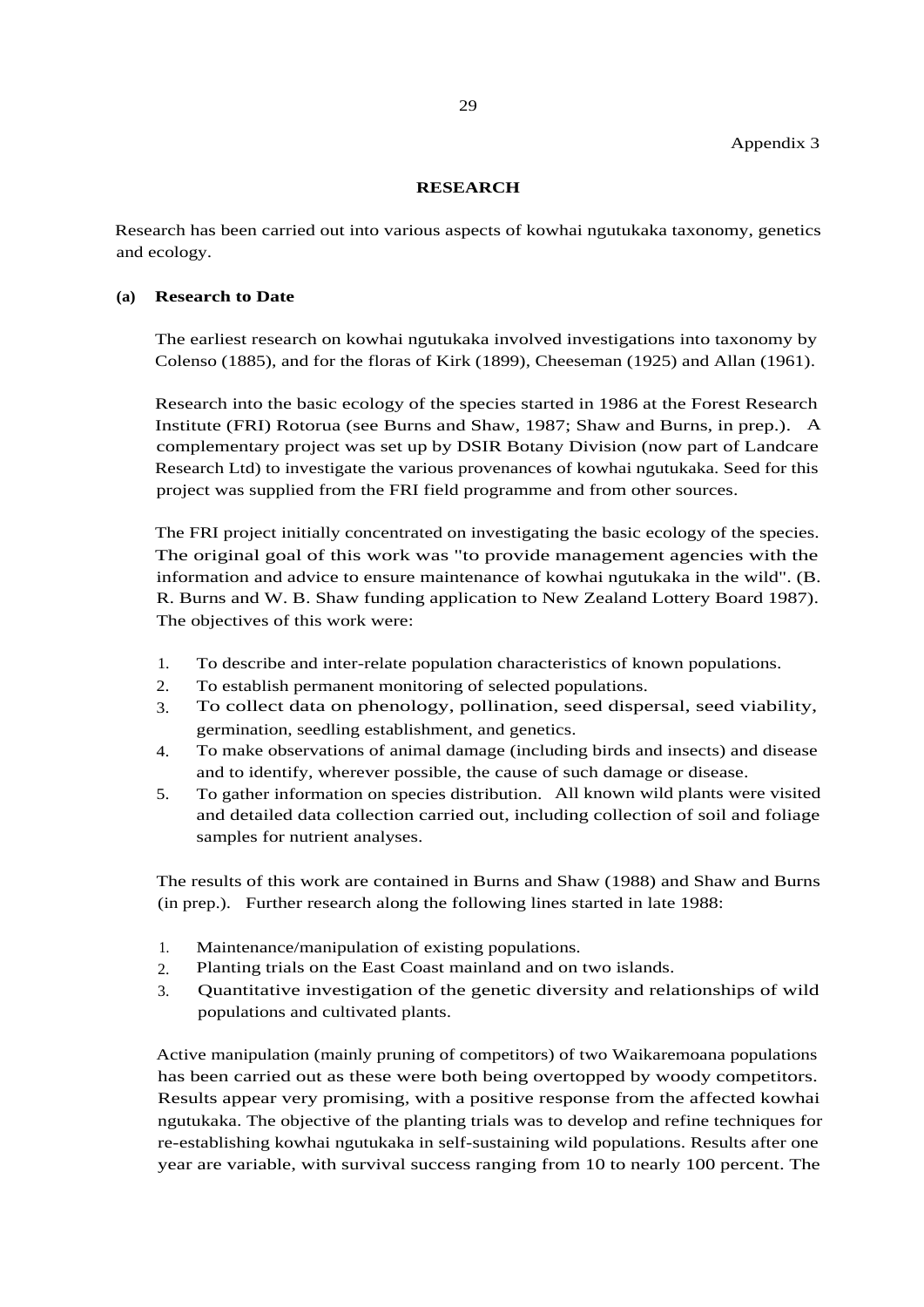Appendix 3

## RESEARCH

Research has been carried out into various aspects of kowhai ngutukaka taxonomy, genetics and ecology.

### (a) Research to Date

The earliest research on kowhai ngutukaka involved investigations into taxonomy by Colenso (1885), and for the floras of Kirk (1899), Cheeseman (1925) and Allan (1961).

Research into the basic ecology of the species started in 1986 at the Forest Research Institute (FRI) Rotorua (see Burns and Shaw, 1987; Shaw and Burns, in prep.). A complementary project was set up by DSIR Botany Division (now part of Landcare Research Ltd) to investigate the various provenances of kowhai ngutukaka. Seed for this project was supplied from the FRI field programme and from other sources.

The FRI project initially concentrated on investigating the basic ecology of the species. The original goal of this work was "to provide management agencies with the information and advice to ensure maintenance of kowhai ngutukaka in the wild". (B. R. Burns and W. B. Shaw funding application to New Zealand Lottery Board 1987). The objectives of this work were:

1. To describe and inter-relate population characteristics of known populations.
2. To establish permanent monitoring of selected populations.
3. To collect data on phenology, pollination, seed dispersal, seed viability, germination, seedling establishment, and genetics.
4. To make observations of animal damage (including birds and insects) and disease and to identify, wherever possible, the cause of such damage or disease.
5. To gather information on species distribution. All known wild plants were visited and detailed data collection carried out, including collection of soil and foliage samples for nutrient analyses.

The results of this work are contained in Burns and Shaw (1988) and Shaw and Burns (in prep.). Further research along the following lines started in late 1988:

1. Maintenance/manipulation of existing populations.
2. Planting trials on the East Coast mainland and on two islands.
3. Quantitative investigation of the genetic diversity and relationships of wild populations and cultivated plants.

Active manipulation (mainly pruning of competitors) of two Waikaremoana populations has been carried out as these were both being overtopped by woody competitors. Results appear very promising, with a positive response from the affected kowhai ngutukaka. The objective of the planting trials was to develop and refine techniques for re-establishing kowhai ngutukaka in self-sustaining wild populations. Results after one year are variable, with survival success ranging from 10 to nearly 100 percent. The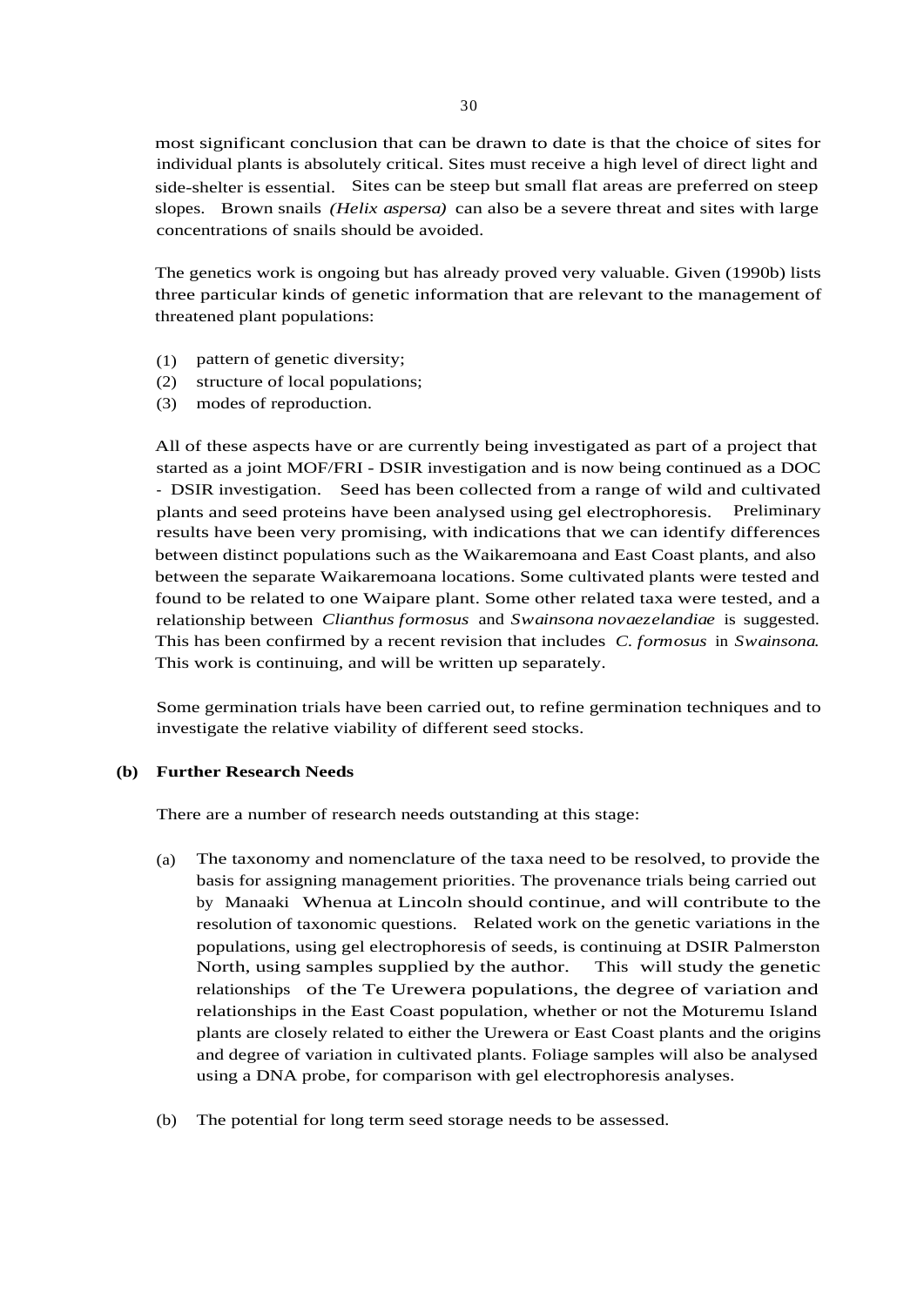most significant conclusion that can be drawn to date is that the choice of sites for individual plants is absolutely critical. Sites must receive a high level of direct light and side-shelter is essential. Sites can be steep but small flat areas are preferred on steep slopes. Brown snails *(Helix aspersa)* can also be a severe threat and sites with large concentrations of snails should be avoided.

The genetics work is ongoing but has already proved very valuable. Given (1990b) lists three particular kinds of genetic information that are relevant to the management of threatened plant populations:

(1) pattern of genetic diversity;
(2) structure of local populations;
(3) modes of reproduction.

All of these aspects have or are currently being investigated as part of a project that started as a joint MOF/FRI - DSIR investigation and is now being continued as a DOC - DSIR investigation. Seed has been collected from a range of wild and cultivated plants and seed proteins have been analysed using gel electrophoresis. Preliminary results have been very promising, with indications that we can identify differences between distinct populations such as the Waikaremoana and East Coast plants, and also between the separate Waikaremoana locations. Some cultivated plants were tested and found to be related to one Waipare plant. Some other related taxa were tested, and a relationship between *Clianthus formosus* and *Swainsona novaezelandiae* is suggested. This has been confirmed by a recent revision that includes *C. formosus* in *Swainsona*. This work is continuing, and will be written up separately.

Some germination trials have been carried out, to refine germination techniques and to investigate the relative viability of different seed stocks.

**(b) Further Research Needs**

There are a number of research needs outstanding at this stage:

(a) The taxonomy and nomenclature of the taxa need to be resolved, to provide the basis for assigning management priorities. The provenance trials being carried out by Manaaki Whenua at Lincoln should continue, and will contribute to the resolution of taxonomic questions. Related work on the genetic variations in the populations, using gel electrophoresis of seeds, is continuing at DSIR Palmerston North, using samples supplied by the author. This will study the genetic relationships of the Te Urewera populations, the degree of variation and relationships in the East Coast population, whether or not the Moturemu Island plants are closely related to either the Urewera or East Coast plants and the origins and degree of variation in cultivated plants. Foliage samples will also be analysed using a DNA probe, for comparison with gel electrophoresis analyses.

(b) The potential for long term seed storage needs to be assessed.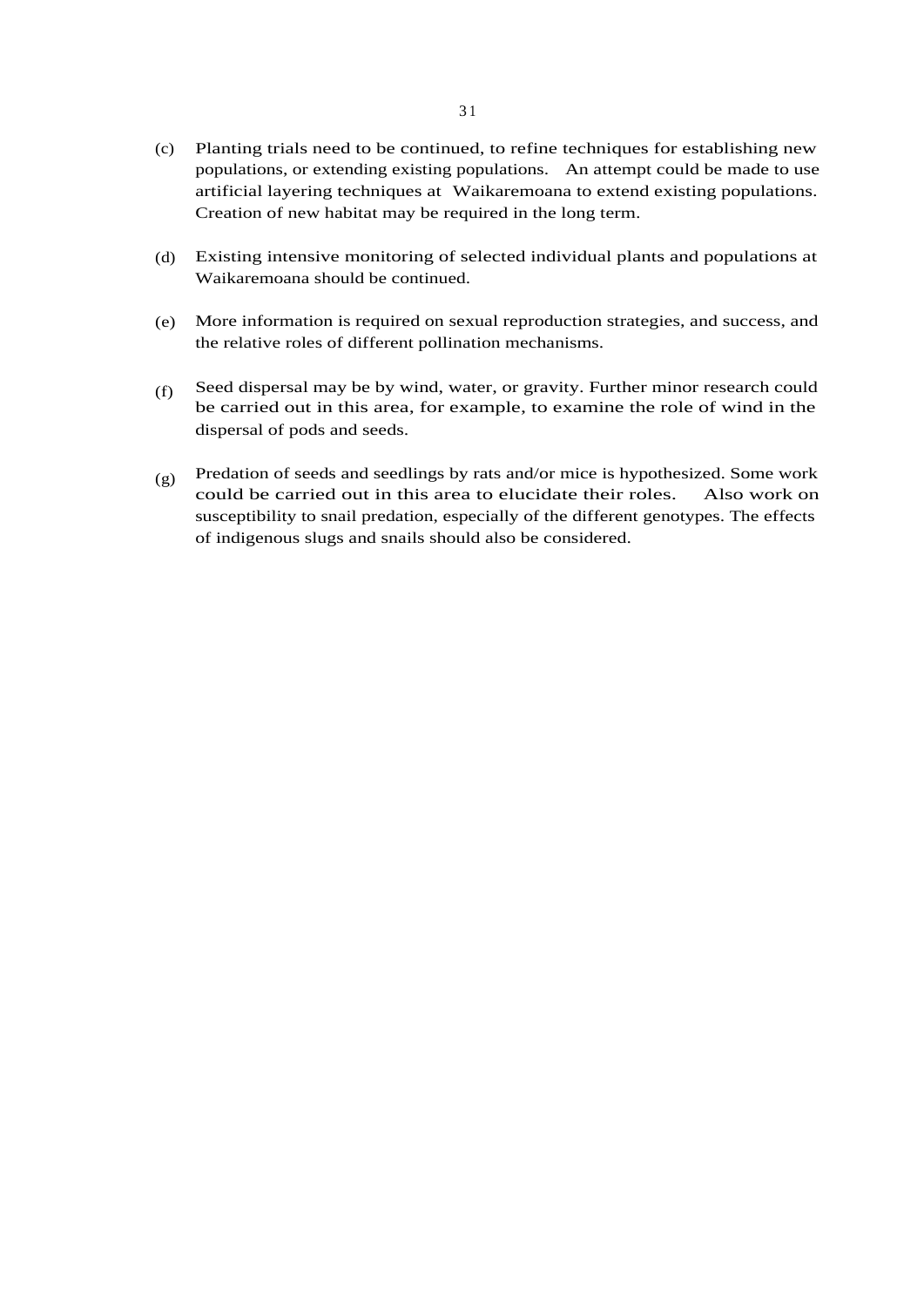(c) Planting trials need to be continued, to refine techniques for establishing new populations, or extending existing populations. An attempt could be made to use artificial layering techniques at Waikaremoana to extend existing populations. Creation of new habitat may be required in the long term.

(d) Existing intensive monitoring of selected individual plants and populations at Waikaremoana should be continued.

(e) More information is required on sexual reproduction strategies, and success, and the relative roles of different pollination mechanisms.

(f) Seed dispersal may be by wind, water, or gravity. Further minor research could be carried out in this area, for example, to examine the role of wind in the dispersal of pods and seeds.

(g) Predation of seeds and seedlings by rats and/or mice is hypothesized. Some work could be carried out in this area to elucidate their roles. Also work on susceptibility to snail predation, especially of the different genotypes. The effects of indigenous slugs and snails should also be considered.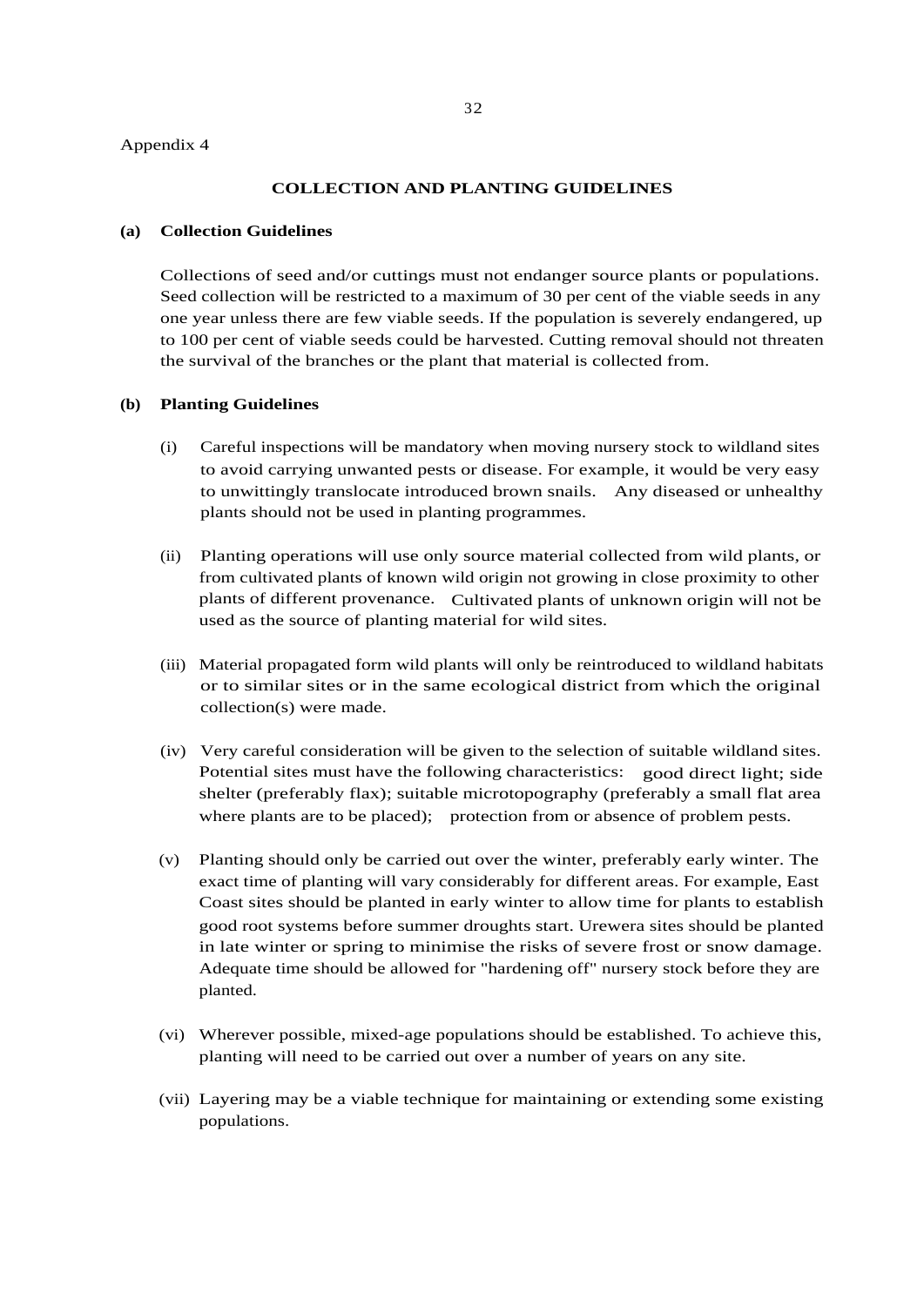Appendix 4

## COLLECTION AND PLANTING GUIDELINES

### (a) Collection Guidelines

Collections of seed and/or cuttings must not endanger source plants or populations. Seed collection will be restricted to a maximum of 30 per cent of the viable seeds in any one year unless there are few viable seeds. If the population is severely endangered, up to 100 per cent of viable seeds could be harvested. Cutting removal should not threaten the survival of the branches or the plant that material is collected from.

### (b) Planting Guidelines

(i) Careful inspections will be mandatory when moving nursery stock to wildland sites to avoid carrying unwanted pests or disease. For example, it would be very easy to unwittingly translocate introduced brown snails. Any diseased or unhealthy plants should not be used in planting programmes.

(ii) Planting operations will use only source material collected from wild plants, or from cultivated plants of known wild origin not growing in close proximity to other plants of different provenance. Cultivated plants of unknown origin will not be used as the source of planting material for wild sites.

(iii) Material propagated form wild plants will only be reintroduced to wildland habitats or to similar sites or in the same ecological district from which the original collection(s) were made.

(iv) Very careful consideration will be given to the selection of suitable wildland sites. Potential sites must have the following characteristics: good direct light; side shelter (preferably flax); suitable microtopography (preferably a small flat area where plants are to be placed); protection from or absence of problem pests.

(v) Planting should only be carried out over the winter, preferably early winter. The exact time of planting will vary considerably for different areas. For example, East Coast sites should be planted in early winter to allow time for plants to establish good root systems before summer droughts start. Urewera sites should be planted in late winter or spring to minimise the risks of severe frost or snow damage. Adequate time should be allowed for "hardening off" nursery stock before they are planted.

(vi) Wherever possible, mixed-age populations should be established. To achieve this, planting will need to be carried out over a number of years on any site.

(vii) Layering may be a viable technique for maintaining or extending some existing populations.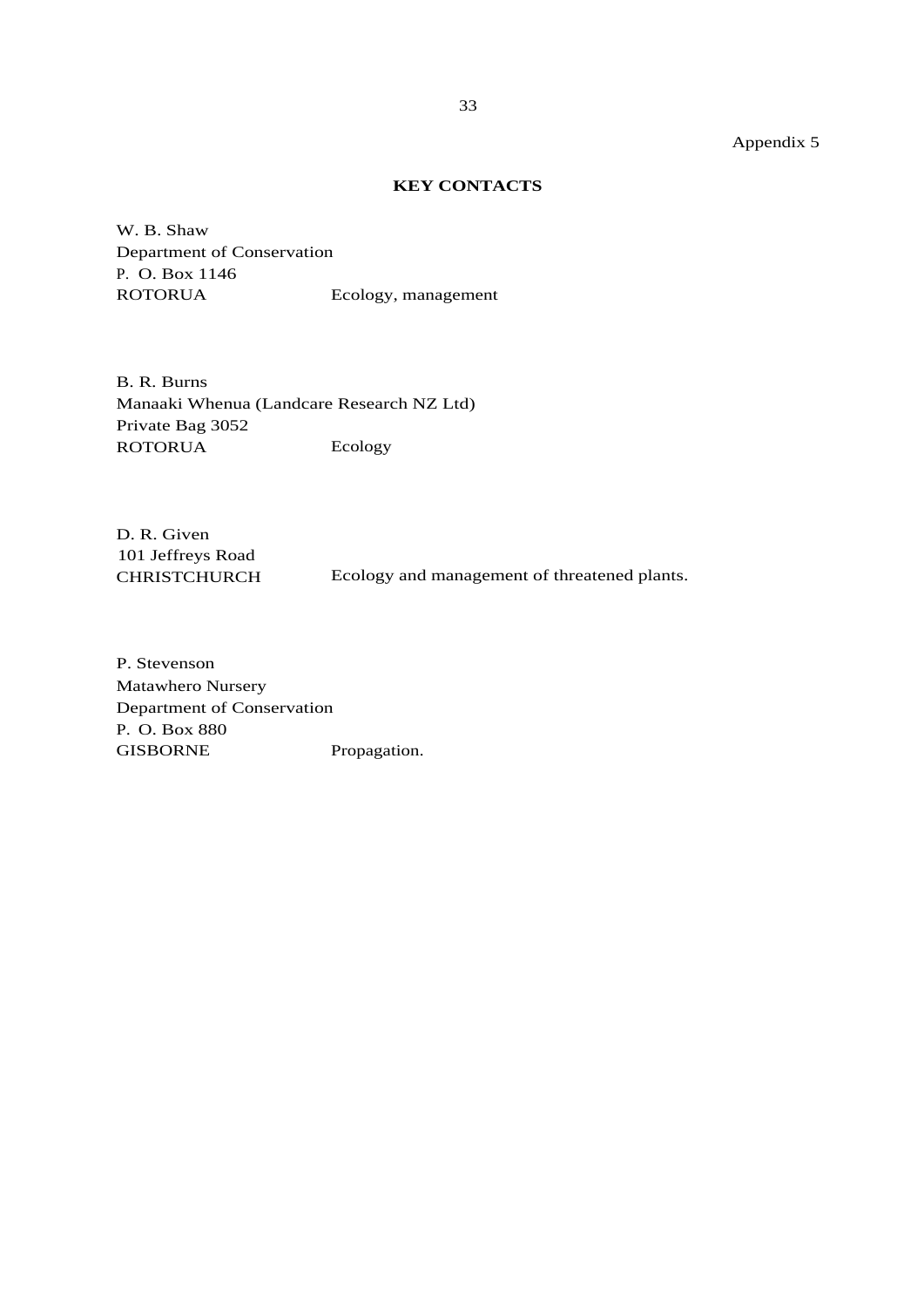Appendix 5

## KEY CONTACTS

W. B. Shaw
Department of Conservation
P. O. Box 1146
ROTORUA — Ecology, management

B. R. Burns
Manaaki Whenua (Landcare Research NZ Ltd)
Private Bag 3052
ROTORUA — Ecology

D. R. Given
101 Jeffreys Road
CHRISTCHURCH — Ecology and management of threatened plants.

P. Stevenson
Matawhero Nursery
Department of Conservation
P. O. Box 880
GISBORNE — Propagation.